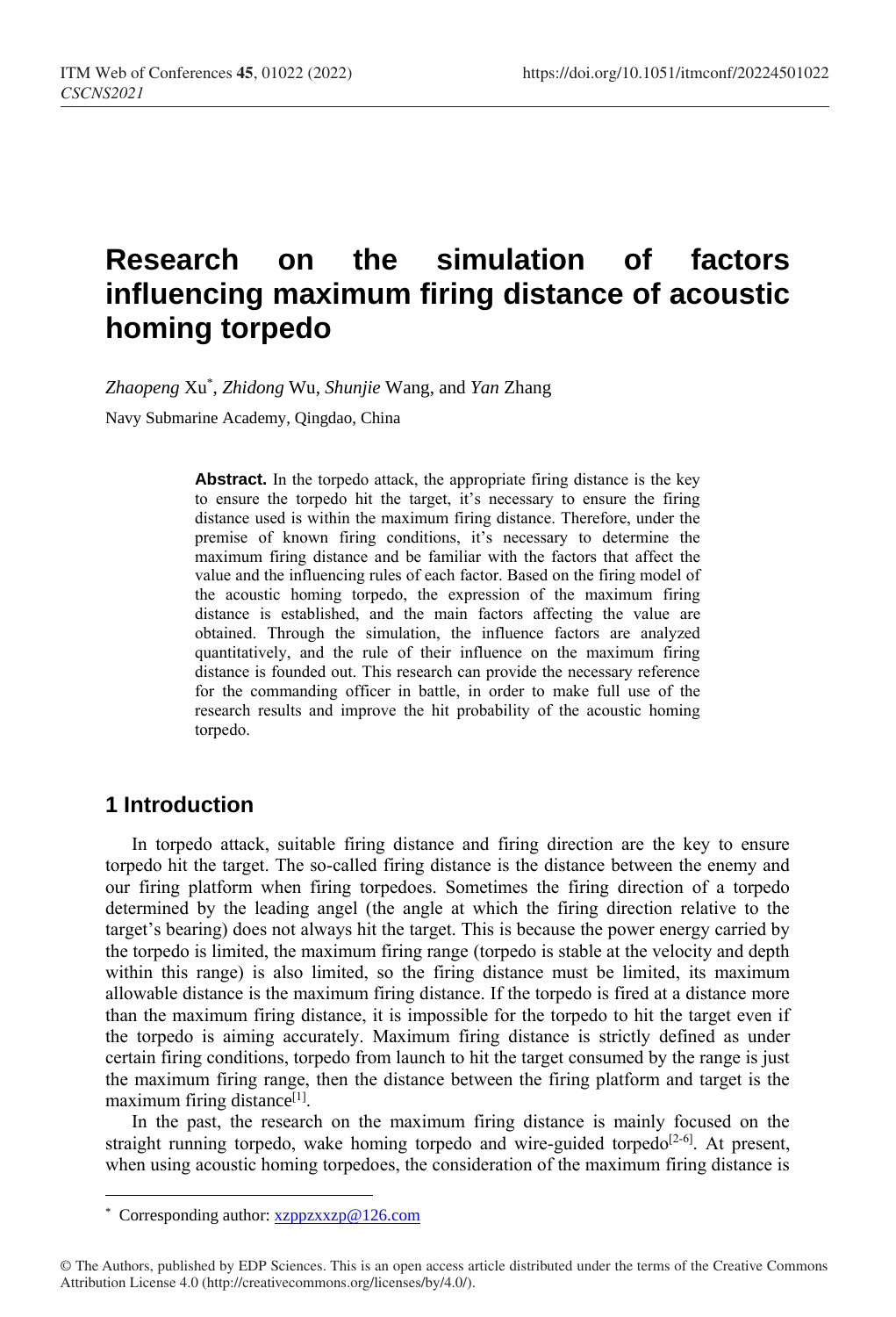# Research on the simulation of factors influencing maximum firing distance of acoustic homing torpedo

*Zhaopeng* Xu*, *Zhidong* Wu, *Shunjie* Wang, and *Yan* Zhang

Navy Submarine Academy, Qingdao, China

**Abstract.** In the torpedo attack, the appropriate firing distance is the key to ensure the torpedo hit the target, it's necessary to ensure the firing distance used is within the maximum firing distance. Therefore, under the premise of known firing conditions, it's necessary to determine the maximum firing distance and be familiar with the factors that affect the value and the influencing rules of each factor. Based on the firing model of the acoustic homing torpedo, the expression of the maximum firing distance is established, and the main factors affecting the value are obtained. Through the simulation, the influence factors are analyzed quantitatively, and the rule of their influence on the maximum firing distance is founded out. This research can provide the necessary reference for the commanding officer in battle, in order to make full use of the research results and improve the hit probability of the acoustic homing torpedo.

## 1 Introduction

In torpedo attack, suitable firing distance and firing direction are the key to ensure torpedo hit the target. The so-called firing distance is the distance between the enemy and our firing platform when firing torpedoes. Sometimes the firing direction of a torpedo determined by the leading angel (the angle at which the firing direction relative to the target's bearing) does not always hit the target. This is because the power energy carried by the torpedo is limited, the maximum firing range (torpedo is stable at the velocity and depth within this range) is also limited, so the firing distance must be limited, its maximum allowable distance is the maximum firing distance. If the torpedo is fired at a distance more than the maximum firing distance, it is impossible for the torpedo to hit the target even if the torpedo is aiming accurately. Maximum firing distance is strictly defined as under certain firing conditions, torpedo from launch to hit the target consumed by the range is just the maximum firing range, then the distance between the firing platform and target is the maximum firing distance[1].

In the past, the research on the maximum firing distance is mainly focused on the straight running torpedo, wake homing torpedo and wire-guided torpedo[2-6]. At present, when using acoustic homing torpedoes, the consideration of the maximum firing distance is

* Corresponding author: xzppzxxzp@126.com

© The Authors, published by EDP Sciences. This is an open access article distributed under the terms of the Creative Commons Attribution License 4.0 (http://creativecommons.org/licenses/by/4.0/).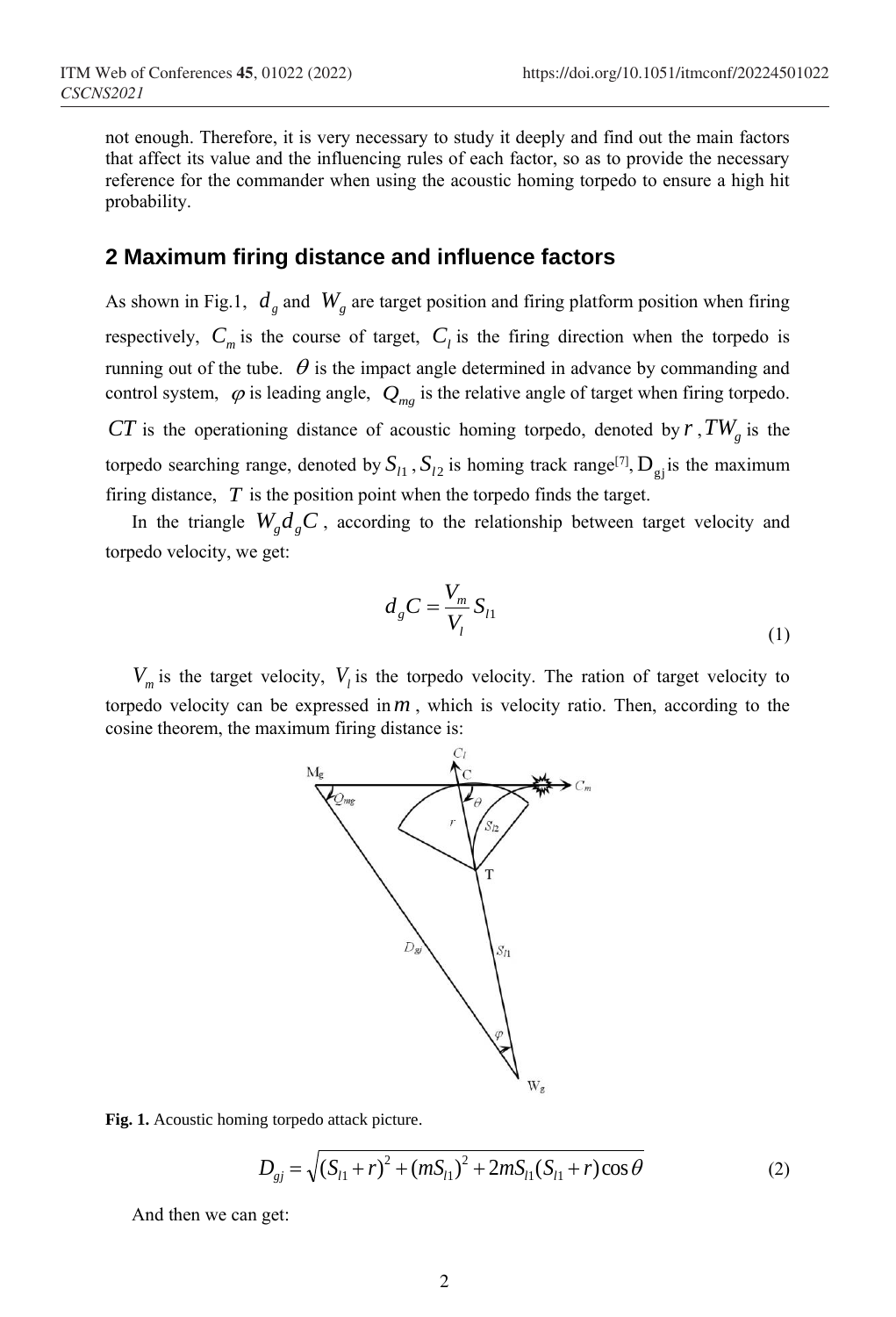not enough. Therefore, it is very necessary to study it deeply and find out the main factors that affect its value and the influencing rules of each factor, so as to provide the necessary reference for the commander when using the acoustic homing torpedo to ensure a high hit probability.

## 2 Maximum firing distance and influence factors

As shown in Fig.1, $d_g$ and $W_g$ are target position and firing platform position when firing respectively, $C_m$ is the course of target, $C_l$ is the firing direction when the torpedo is running out of the tube. $\theta$ is the impact angle determined in advance by commanding and control system, $\varphi$ is leading angle, $Q_{mg}$ is the relative angle of target when firing torpedo. $CT$ is the operationing distance of acoustic homing torpedo, denoted by $r$ , $TW_g$ is the torpedo searching range, denoted by $S_{l1}$ , $S_{l2}$ is homing track range[7], $D_{gj}$ is the maximum firing distance, $T$ is the position point when the torpedo finds the target.

In the triangle $W_g d_g C$ , according to the relationship between target velocity and torpedo velocity, we get:

$$d_g C = \frac{V_m}{V_l} S_{l1} \tag{1}$$

$V_m$ is the target velocity, $V_l$ is the torpedo velocity. The ration of target velocity to torpedo velocity can be expressed in $m$ , which is velocity ratio. Then, according to the cosine theorem, the maximum firing distance is:

**Fig. 1.** Acoustic homing torpedo attack picture.

$$D_{gj} = \sqrt{(S_{l1} + r)^2 + (mS_{l1})^2 + 2mS_{l1}(S_{l1} + r)\cos\theta} \tag{2}$$

And then we can get: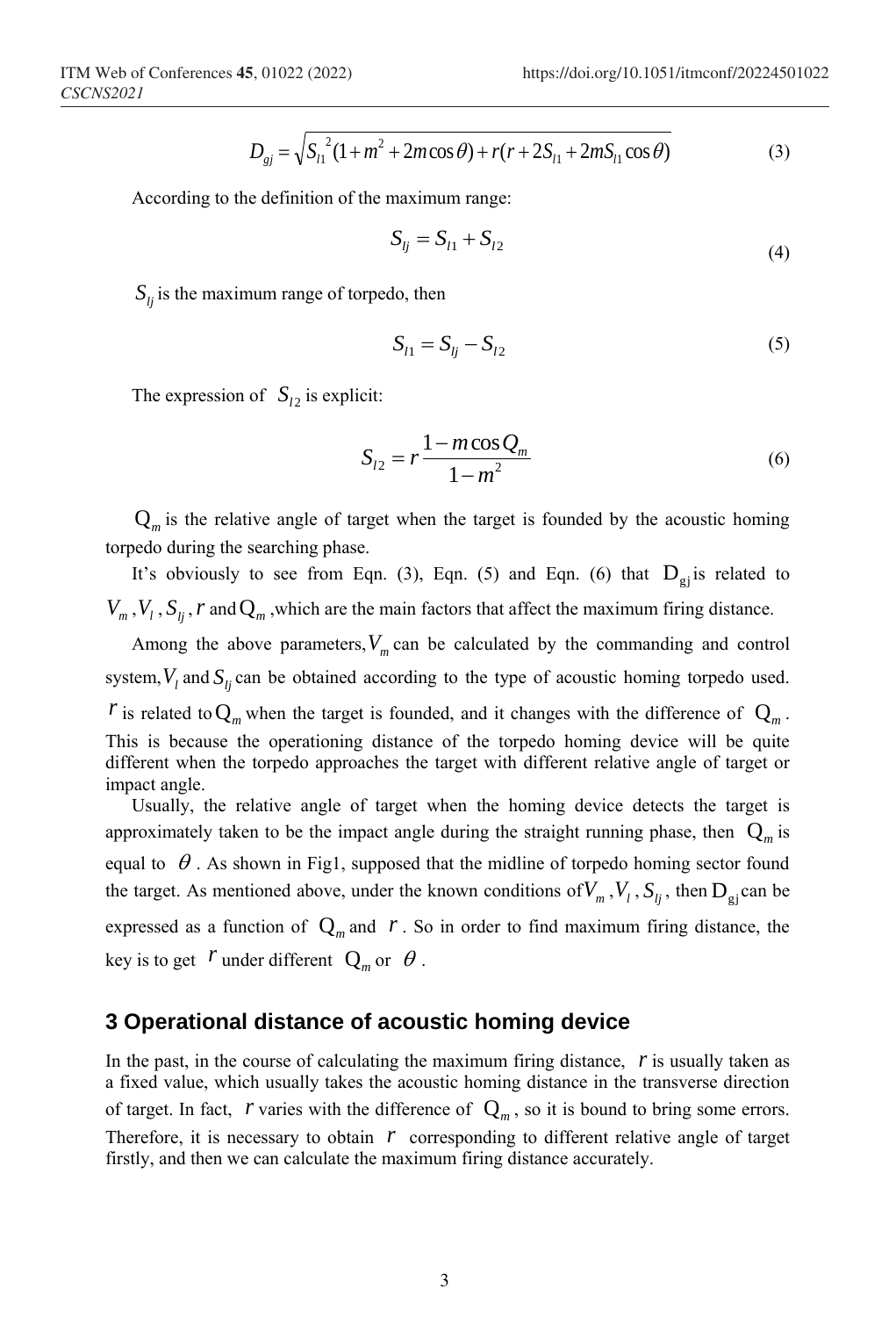$$D_{gj} = \sqrt{S_{l1}^{\;2}(1+m^2+2m\cos\theta)+r(r+2S_{l1}+2mS_{l1}\cos\theta)} \tag{3}$$

According to the definition of the maximum range:

$$S_{lj} = S_{l1} + S_{l2} \tag{4}$$

$S_{lj}$ is the maximum range of torpedo, then

$$S_{l1} = S_{lj} - S_{l2} \tag{5}$$

The expression of $S_{l2}$ is explicit:

$$S_{l2} = r\frac{1-m\cos Q_m}{1-m^2} \tag{6}$$

$Q_m$ is the relative angle of target when the target is founded by the acoustic homing torpedo during the searching phase.

It's obviously to see from Eqn. (3), Eqn. (5) and Eqn. (6) that $D_{gj}$ is related to $V_m$, $V_l$, $S_{lj}$, $r$ and $Q_m$, which are the main factors that affect the maximum firing distance.

Among the above parameters, $V_m$ can be calculated by the commanding and control system, $V_l$ and $S_{lj}$ can be obtained according to the type of acoustic homing torpedo used. $r$ is related to $Q_m$ when the target is founded, and it changes with the difference of $Q_m$. This is because the operationing distance of the torpedo homing device will be quite different when the torpedo approaches the target with different relative angle of target or impact angle.

Usually, the relative angle of target when the homing device detects the target is approximately taken to be the impact angle during the straight running phase, then $Q_m$ is equal to $\theta$. As shown in Fig1, supposed that the midline of torpedo homing sector found the target. As mentioned above, under the known conditions of $V_m$, $V_l$, $S_{lj}$, then $D_{gj}$ can be expressed as a function of $Q_m$ and $r$. So in order to find maximum firing distance, the key is to get $r$ under different $Q_m$ or $\theta$.

## 3 Operational distance of acoustic homing device

In the past, in the course of calculating the maximum firing distance, $r$ is usually taken as a fixed value, which usually takes the acoustic homing distance in the transverse direction of target. In fact, $r$ varies with the difference of $Q_m$, so it is bound to bring some errors. Therefore, it is necessary to obtain $r$ corresponding to different relative angle of target firstly, and then we can calculate the maximum firing distance accurately.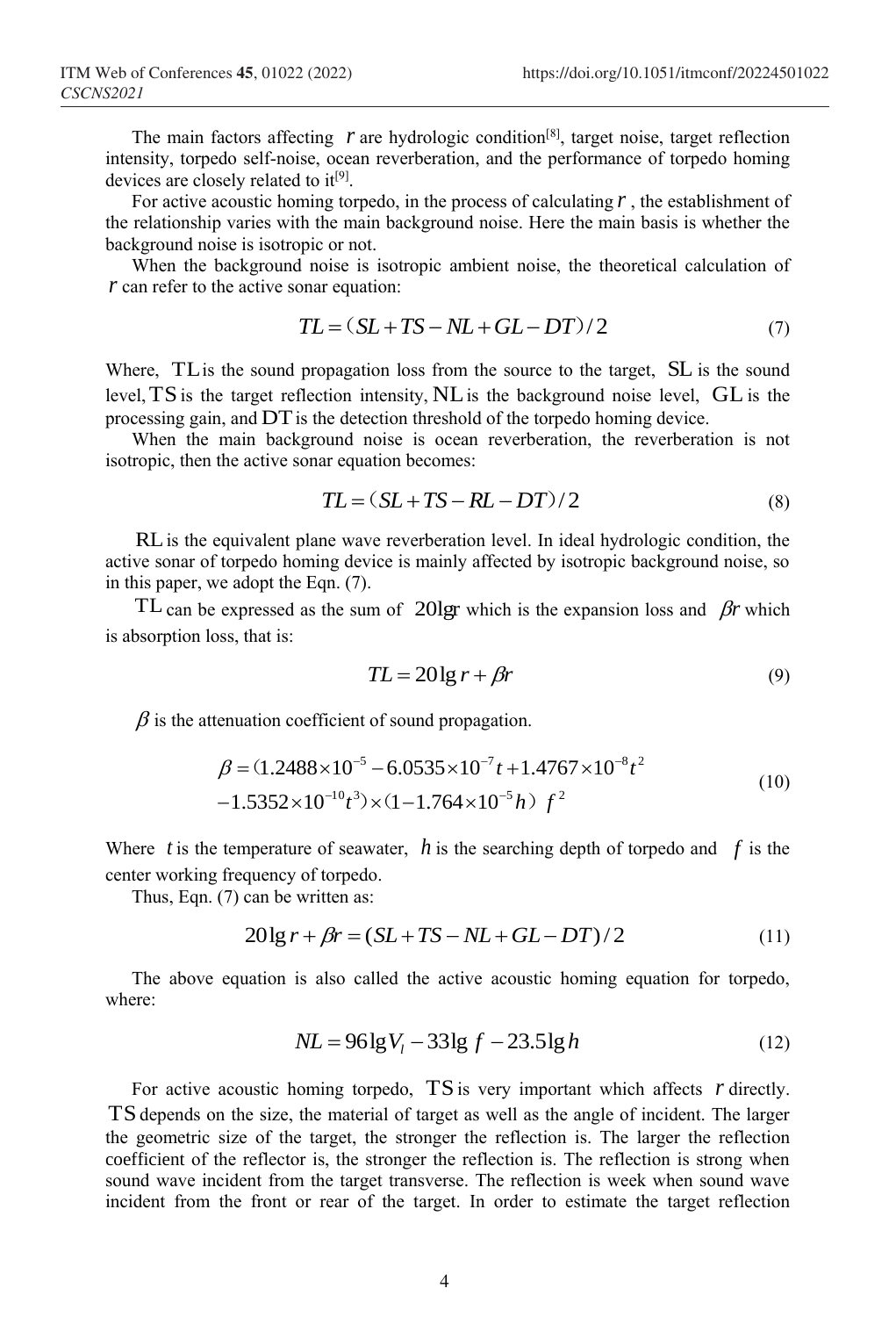The main factors affecting $r$ are hydrologic condition[8], target noise, target reflection intensity, torpedo self-noise, ocean reverberation, and the performance of torpedo homing devices are closely related to it[9].

For active acoustic homing torpedo, in the process of calculating $r$, the establishment of the relationship varies with the main background noise. Here the main basis is whether the background noise is isotropic or not.

When the background noise is isotropic ambient noise, the theoretical calculation of $r$ can refer to the active sonar equation:

$$TL = (SL + TS - NL + GL - DT)/2 \tag{7}$$

Where, $TL$ is the sound propagation loss from the source to the target, $SL$ is the sound level, $TS$ is the target reflection intensity, $NL$ is the background noise level, $GL$ is the processing gain, and $DT$ is the detection threshold of the torpedo homing device.

When the main background noise is ocean reverberation, the reverberation is not isotropic, then the active sonar equation becomes:

$$TL = (SL + TS - RL - DT)/2 \tag{8}$$

$RL$ is the equivalent plane wave reverberation level. In ideal hydrologic condition, the active sonar of torpedo homing device is mainly affected by isotropic background noise, so in this paper, we adopt the Eqn. (7).

$TL$ can be expressed as the sum of $20\lg r$ which is the expansion loss and $\beta r$ which is absorption loss, that is:

$$TL = 20\lg r + \beta r \tag{9}$$

$\beta$ is the attenuation coefficient of sound propagation.

$$\beta = (1.2488\times10^{-5} - 6.0535\times10^{-7}t + 1.4767\times10^{-8}t^2 - 1.5352\times10^{-10}t^3)\times(1 - 1.764\times10^{-5}h)\, f^2 \tag{10}$$

Where $t$ is the temperature of seawater, $h$ is the searching depth of torpedo and $f$ is the center working frequency of torpedo.

Thus, Eqn. (7) can be written as:

$$20\lg r + \beta r = (SL + TS - NL + GL - DT)/2 \tag{11}$$

The above equation is also called the active acoustic homing equation for torpedo, where:

$$NL = 96\lg V_l - 33\lg f - 23.5\lg h \tag{12}$$

For active acoustic homing torpedo, $TS$ is very important which affects $r$ directly. $TS$ depends on the size, the material of target as well as the angle of incident. The larger the geometric size of the target, the stronger the reflection is. The larger the reflection coefficient of the reflector is, the stronger the reflection is. The reflection is strong when sound wave incident from the target transverse. The reflection is week when sound wave incident from the front or rear of the target. In order to estimate the target reflection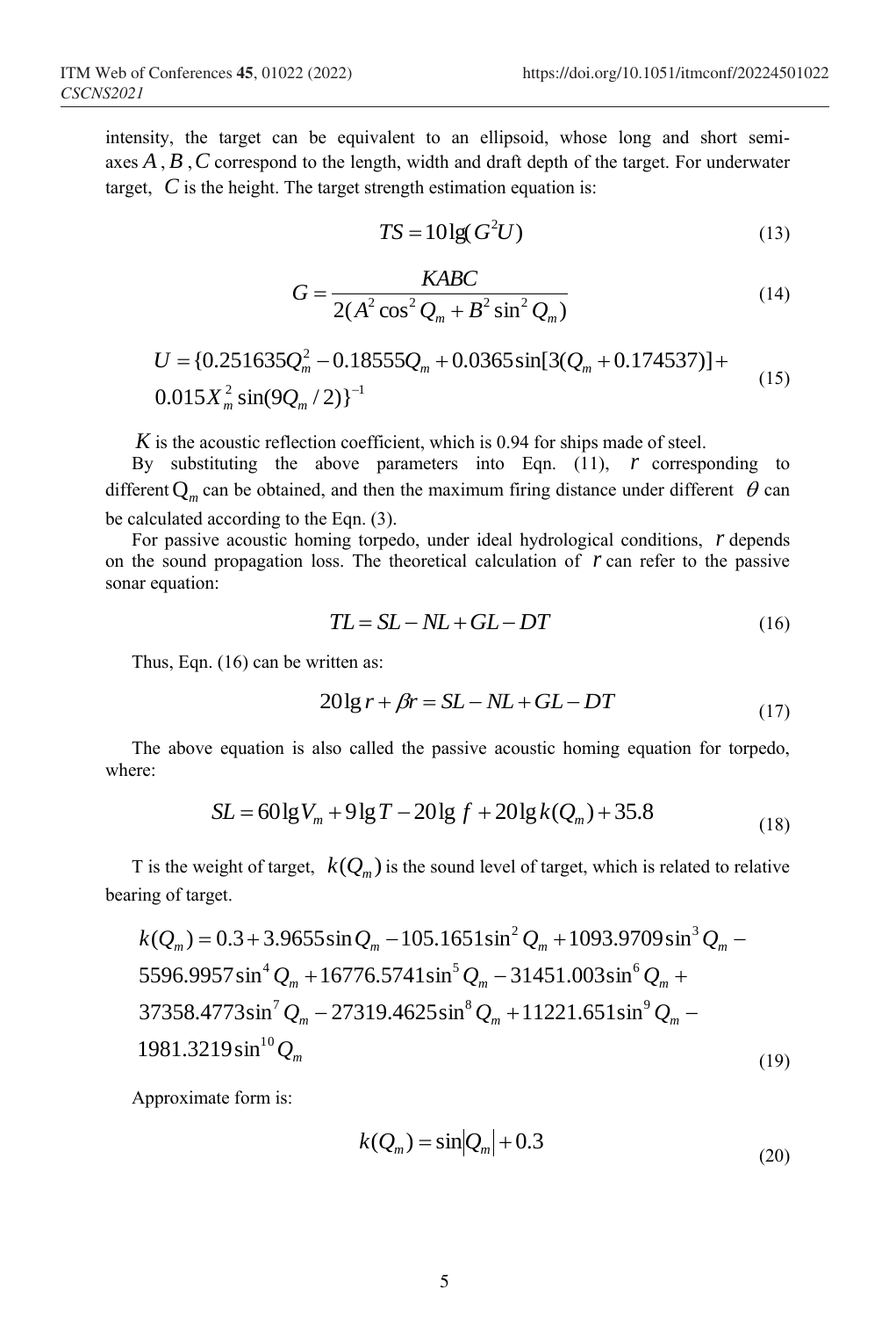intensity, the target can be equivalent to an ellipsoid, whose long and short semi-axes $A$, $B$, $C$ correspond to the length, width and draft depth of the target. For underwater target, $C$ is the height. The target strength estimation equation is:

$$TS = 10\lg(G^2 U) \tag{13}$$

$$G = \frac{KABC}{2(A^2 \cos^2 Q_m + B^2 \sin^2 Q_m)} \tag{14}$$

$$U = \{0.251635Q_m^2 - 0.18555Q_m + 0.0365\sin[3(Q_m + 0.174537)] + 0.015X_m^2 \sin(9Q_m/2)\}^{-1} \tag{15}$$

$K$ is the acoustic reflection coefficient, which is 0.94 for ships made of steel.

By substituting the above parameters into Eqn. (11), $r$ corresponding to different $Q_m$ can be obtained, and then the maximum firing distance under different $\theta$ can be calculated according to the Eqn. (3).

For passive acoustic homing torpedo, under ideal hydrological conditions, $r$ depends on the sound propagation loss. The theoretical calculation of $r$ can refer to the passive sonar equation:

$$TL = SL - NL + GL - DT \tag{16}$$

Thus, Eqn. (16) can be written as:

$$20\lg r + \beta r = SL - NL + GL - DT \tag{17}$$

The above equation is also called the passive acoustic homing equation for torpedo, where:

$$SL = 60\lg V_m + 9\lg T - 20\lg f + 20\lg k(Q_m) + 35.8 \tag{18}$$

T is the weight of target, $k(Q_m)$ is the sound level of target, which is related to relative bearing of target.

$$k(Q_m) = 0.3 + 3.9655\sin Q_m - 105.1651\sin^2 Q_m + 1093.9709\sin^3 Q_m - 5596.9957\sin^4 Q_m + 16776.5741\sin^5 Q_m - 31451.003\sin^6 Q_m + 37358.4773\sin^7 Q_m - 27319.4625\sin^8 Q_m + 11221.651\sin^9 Q_m - 1981.3219\sin^{10} Q_m \tag{19}$$

Approximate form is:

$$k(Q_m) = \sin|Q_m| + 0.3 \tag{20}$$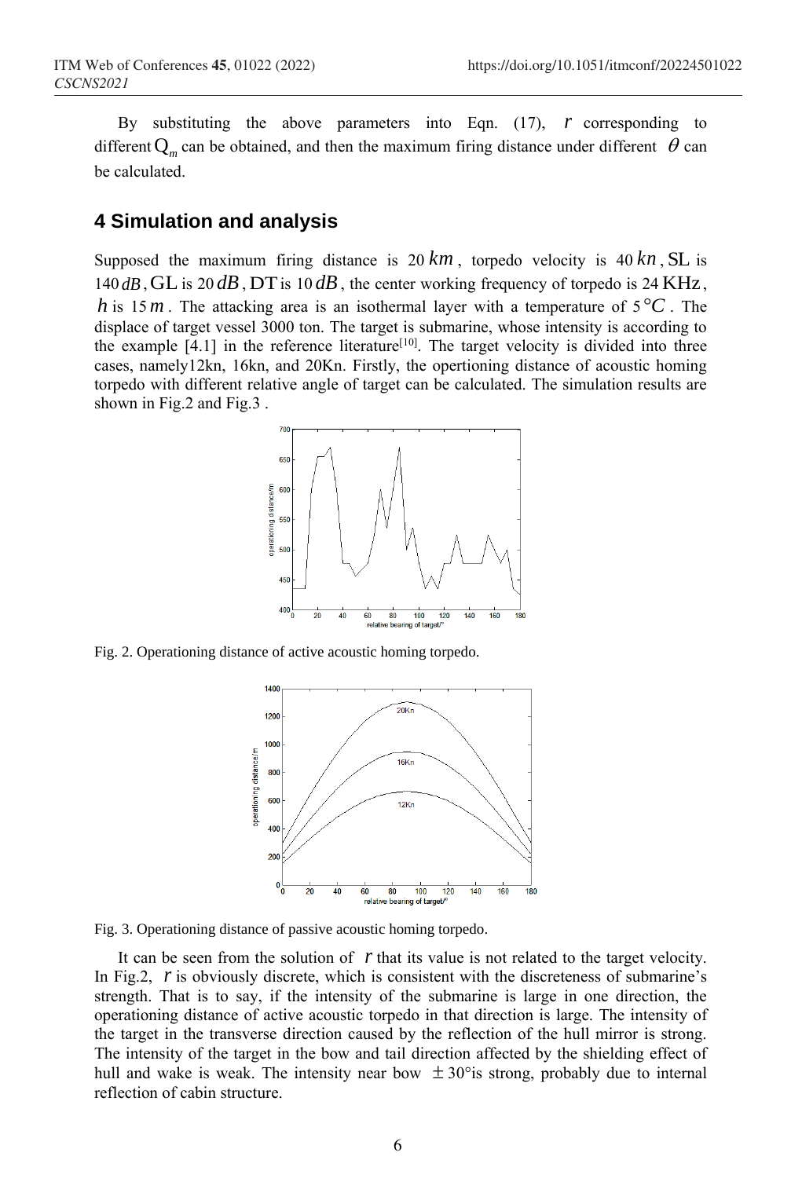By substituting the above parameters into Eqn. (17), $r$ corresponding to different $Q_m$ can be obtained, and then the maximum firing distance under different $\theta$ can be calculated.

## 4 Simulation and analysis

Supposed the maximum firing distance is 20 $km$, torpedo velocity is 40 $kn$, SL is 140 $dB$, GL is 20 $dB$, DT is 10 $dB$, the center working frequency of torpedo is 24 KHz, $h$ is 15 $m$. The attacking area is an isothermal layer with a temperature of 5 $°C$. The displace of target vessel 3000 ton. The target is submarine, whose intensity is according to the example [4.1] in the reference literature[10]. The target velocity is divided into three cases, namely12kn, 16kn, and 20Kn. Firstly, the opertioning distance of acoustic homing torpedo with different relative angle of target can be calculated. The simulation results are shown in Fig.2 and Fig.3 .

Fig. 2. Operationing distance of active acoustic homing torpedo.

Fig. 3. Operationing distance of passive acoustic homing torpedo.

It can be seen from the solution of $r$ that its value is not related to the target velocity. In Fig.2, $r$ is obviously discrete, which is consistent with the discreteness of submarine's strength. That is to say, if the intensity of the submarine is large in one direction, the operationing distance of active acoustic torpedo in that direction is large. The intensity of the target in the transverse direction caused by the reflection of the hull mirror is strong. The intensity of the target in the bow and tail direction affected by the shielding effect of hull and wake is weak. The intensity near bow $\pm 30°$is strong, probably due to internal reflection of cabin structure.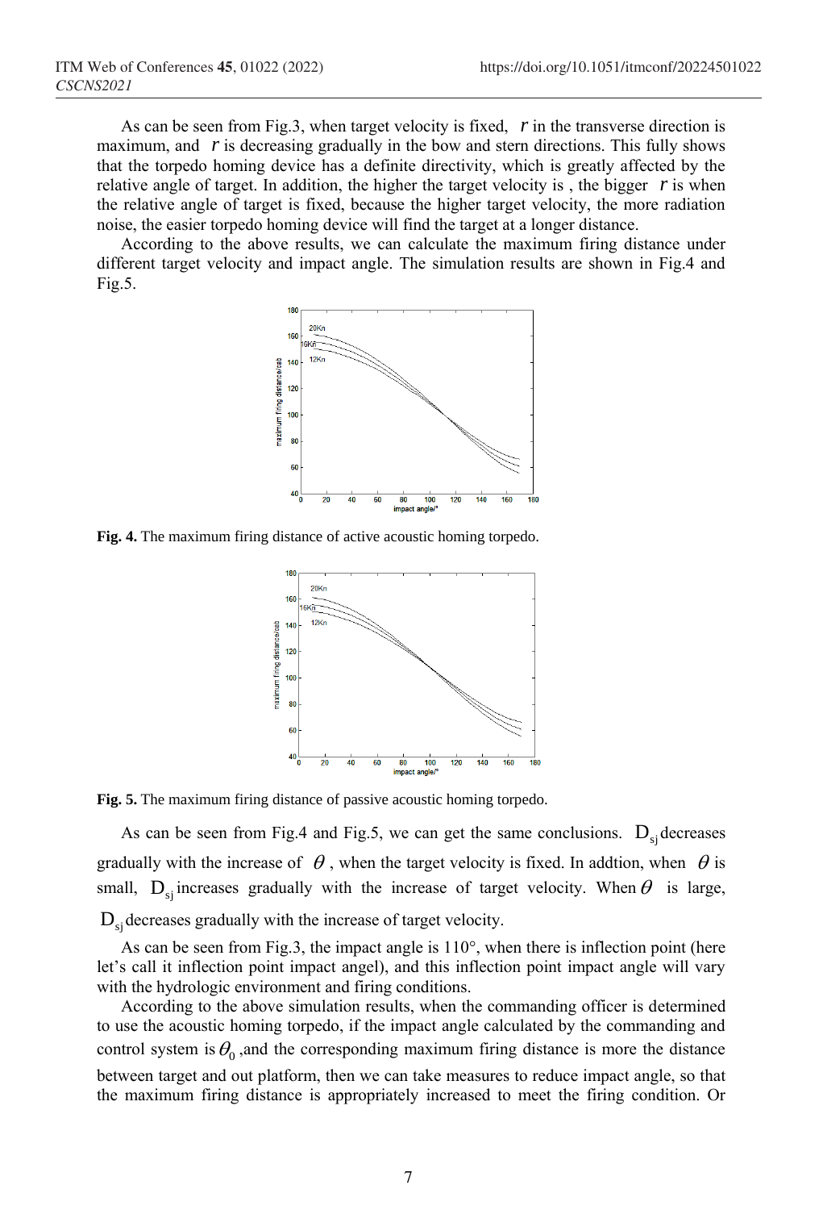As can be seen from Fig.3, when target velocity is fixed, $r$ in the transverse direction is maximum, and $r$ is decreasing gradually in the bow and stern directions. This fully shows that the torpedo homing device has a definite directivity, which is greatly affected by the relative angle of target. In addition, the higher the target velocity is , the bigger $r$ is when the relative angle of target is fixed, because the higher target velocity, the more radiation noise, the easier torpedo homing device will find the target at a longer distance.

According to the above results, we can calculate the maximum firing distance under different target velocity and impact angle. The simulation results are shown in Fig.4 and Fig.5.

**Fig. 4.** The maximum firing distance of active acoustic homing torpedo.

**Fig. 5.** The maximum firing distance of passive acoustic homing torpedo.

As can be seen from Fig.4 and Fig.5, we can get the same conclusions. $D_{sj}$ decreases gradually with the increase of $\theta$, when the target velocity is fixed. In addtion, when $\theta$ is small, $D_{sj}$ increases gradually with the increase of target velocity. When $\theta$ is large, $D_{sj}$ decreases gradually with the increase of target velocity.

As can be seen from Fig.3, the impact angle is 110°, when there is inflection point (here let's call it inflection point impact angel), and this inflection point impact angle will vary with the hydrologic environment and firing conditions.

According to the above simulation results, when the commanding officer is determined to use the acoustic homing torpedo, if the impact angle calculated by the commanding and control system is $\theta_0$ ,and the corresponding maximum firing distance is more the distance between target and out platform, then we can take measures to reduce impact angle, so that the maximum firing distance is appropriately increased to meet the firing condition. Or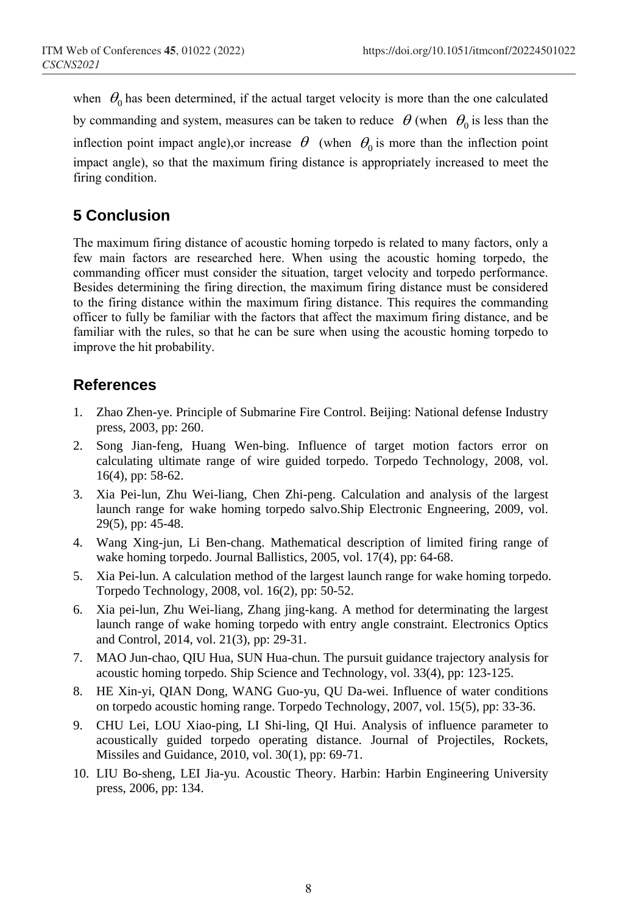when $\theta_0$ has been determined, if the actual target velocity is more than the one calculated by commanding and system, measures can be taken to reduce $\theta$ (when $\theta_0$ is less than the inflection point impact angle),or increase $\theta$ (when $\theta_0$ is more than the inflection point impact angle), so that the maximum firing distance is appropriately increased to meet the firing condition.

## 5 Conclusion

The maximum firing distance of acoustic homing torpedo is related to many factors, only a few main factors are researched here. When using the acoustic homing torpedo, the commanding officer must consider the situation, target velocity and torpedo performance. Besides determining the firing direction, the maximum firing distance must be considered to the firing distance within the maximum firing distance. This requires the commanding officer to fully be familiar with the factors that affect the maximum firing distance, and be familiar with the rules, so that he can be sure when using the acoustic homing torpedo to improve the hit probability.

## References

1. Zhao Zhen-ye. Principle of Submarine Fire Control. Beijing: National defense Industry press, 2003, pp: 260.
2. Song Jian-feng, Huang Wen-bing. Influence of target motion factors error on calculating ultimate range of wire guided torpedo. Torpedo Technology, 2008, vol. 16(4), pp: 58-62.
3. Xia Pei-lun, Zhu Wei-liang, Chen Zhi-peng. Calculation and analysis of the largest launch range for wake homing torpedo salvo.Ship Electronic Engneering, 2009, vol. 29(5), pp: 45-48.
4. Wang Xing-jun, Li Ben-chang. Mathematical description of limited firing range of wake homing torpedo. Journal Ballistics, 2005, vol. 17(4), pp: 64-68.
5. Xia Pei-lun. A calculation method of the largest launch range for wake homing torpedo. Torpedo Technology, 2008, vol. 16(2), pp: 50-52.
6. Xia pei-lun, Zhu Wei-liang, Zhang jing-kang. A method for determinating the largest launch range of wake homing torpedo with entry angle constraint. Electronics Optics and Control, 2014, vol. 21(3), pp: 29-31.
7. MAO Jun-chao, QIU Hua, SUN Hua-chun. The pursuit guidance trajectory analysis for acoustic homing torpedo. Ship Science and Technology, vol. 33(4), pp: 123-125.
8. HE Xin-yi, QIAN Dong, WANG Guo-yu, QU Da-wei. Influence of water conditions on torpedo acoustic homing range. Torpedo Technology, 2007, vol. 15(5), pp: 33-36.
9. CHU Lei, LOU Xiao-ping, LI Shi-ling, QI Hui. Analysis of influence parameter to acoustically guided torpedo operating distance. Journal of Projectiles, Rockets, Missiles and Guidance, 2010, vol. 30(1), pp: 69-71.
10. LIU Bo-sheng, LEI Jia-yu. Acoustic Theory. Harbin: Harbin Engineering University press, 2006, pp: 134.